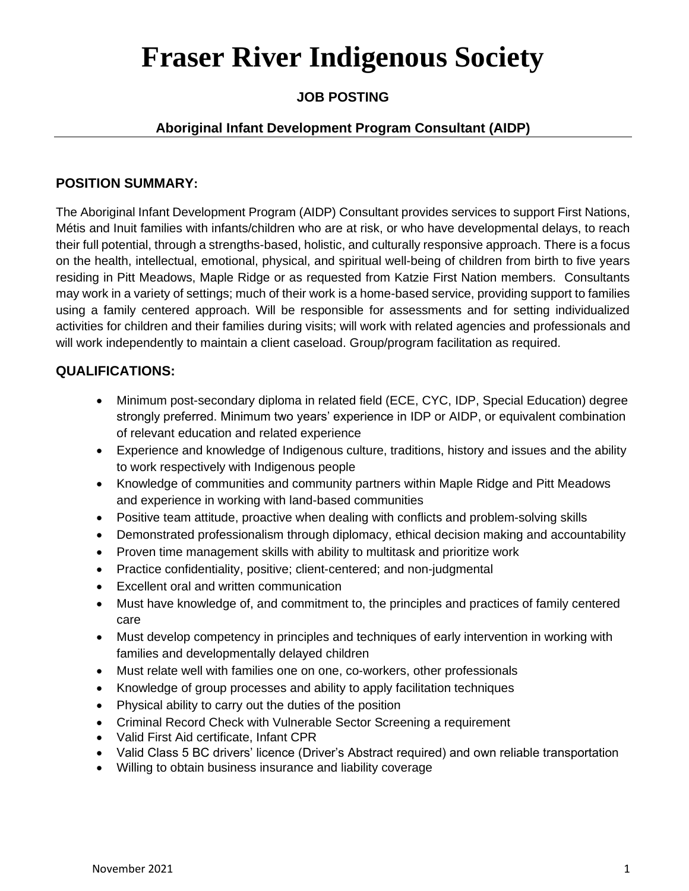# Fraser River Indigenous Society

**JOB POSTING**

**Aboriginal Infant Development Program Consultant (AIDP)**

## POSITION SUMMARY:

The Aboriginal Infant Development Program (AIDP) Consultant provides services to support First Nations, Métis and Inuit families with infants/children who are at risk, or who have developmental delays, to reach their full potential, through a strengths-based, holistic, and culturally responsive approach. There is a focus on the health, intellectual, emotional, physical, and spiritual well-being of children from birth to five years residing in Pitt Meadows, Maple Ridge or as requested from Katzie First Nation members. Consultants may work in a variety of settings; much of their work is a home-based service, providing support to families using a family centered approach. Will be responsible for assessments and for setting individualized activities for children and their families during visits; will work with related agencies and professionals and will work independently to maintain a client caseload. Group/program facilitation as required.

## QUALIFICATIONS:

- Minimum post-secondary diploma in related field (ECE, CYC, IDP, Special Education) degree strongly preferred. Minimum two years' experience in IDP or AIDP, or equivalent combination of relevant education and related experience
- Experience and knowledge of Indigenous culture, traditions, history and issues and the ability to work respectively with Indigenous people
- Knowledge of communities and community partners within Maple Ridge and Pitt Meadows and experience in working with land-based communities
- Positive team attitude, proactive when dealing with conflicts and problem-solving skills
- Demonstrated professionalism through diplomacy, ethical decision making and accountability
- Proven time management skills with ability to multitask and prioritize work
- Practice confidentiality, positive; client-centered; and non-judgmental
- Excellent oral and written communication
- Must have knowledge of, and commitment to, the principles and practices of family centered care
- Must develop competency in principles and techniques of early intervention in working with families and developmentally delayed children
- Must relate well with families one on one, co-workers, other professionals
- Knowledge of group processes and ability to apply facilitation techniques
- Physical ability to carry out the duties of the position
- Criminal Record Check with Vulnerable Sector Screening a requirement
- Valid First Aid certificate, Infant CPR
- Valid Class 5 BC drivers' licence (Driver's Abstract required) and own reliable transportation
- Willing to obtain business insurance and liability coverage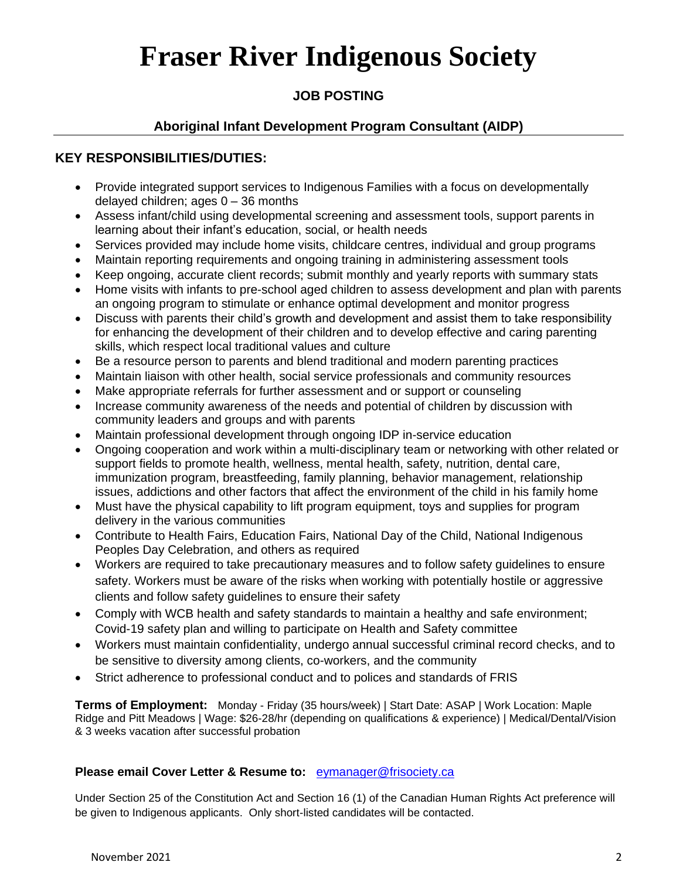# Fraser River Indigenous Society

**JOB POSTING**

**Aboriginal Infant Development Program Consultant (AIDP)**

## KEY RESPONSIBILITIES/DUTIES:

- Provide integrated support services to Indigenous Families with a focus on developmentally delayed children; ages 0 – 36 months
- Assess infant/child using developmental screening and assessment tools, support parents in learning about their infant's education, social, or health needs
- Services provided may include home visits, childcare centres, individual and group programs
- Maintain reporting requirements and ongoing training in administering assessment tools
- Keep ongoing, accurate client records; submit monthly and yearly reports with summary stats
- Home visits with infants to pre-school aged children to assess development and plan with parents an ongoing program to stimulate or enhance optimal development and monitor progress
- Discuss with parents their child's growth and development and assist them to take responsibility for enhancing the development of their children and to develop effective and caring parenting skills, which respect local traditional values and culture
- Be a resource person to parents and blend traditional and modern parenting practices
- Maintain liaison with other health, social service professionals and community resources
- Make appropriate referrals for further assessment and or support or counseling
- Increase community awareness of the needs and potential of children by discussion with community leaders and groups and with parents
- Maintain professional development through ongoing IDP in-service education
- Ongoing cooperation and work within a multi-disciplinary team or networking with other related or support fields to promote health, wellness, mental health, safety, nutrition, dental care, immunization program, breastfeeding, family planning, behavior management, relationship issues, addictions and other factors that affect the environment of the child in his family home
- Must have the physical capability to lift program equipment, toys and supplies for program delivery in the various communities
- Contribute to Health Fairs, Education Fairs, National Day of the Child, National Indigenous Peoples Day Celebration, and others as required
- Workers are required to take precautionary measures and to follow safety guidelines to ensure safety. Workers must be aware of the risks when working with potentially hostile or aggressive clients and follow safety guidelines to ensure their safety
- Comply with WCB health and safety standards to maintain a healthy and safe environment; Covid-19 safety plan and willing to participate on Health and Safety committee
- Workers must maintain confidentiality, undergo annual successful criminal record checks, and to be sensitive to diversity among clients, co-workers, and the community
- Strict adherence to professional conduct and to polices and standards of FRIS

**Terms of Employment:** Monday - Friday (35 hours/week) | Start Date: ASAP | Work Location: Maple Ridge and Pitt Meadows | Wage: $26-28/hr (depending on qualifications & experience) | Medical/Dental/Vision & 3 weeks vacation after successful probation

**Please email Cover Letter & Resume to:** eymanager@frisociety.ca

Under Section 25 of the Constitution Act and Section 16 (1) of the Canadian Human Rights Act preference will be given to Indigenous applicants. Only short-listed candidates will be contacted.

November 2021